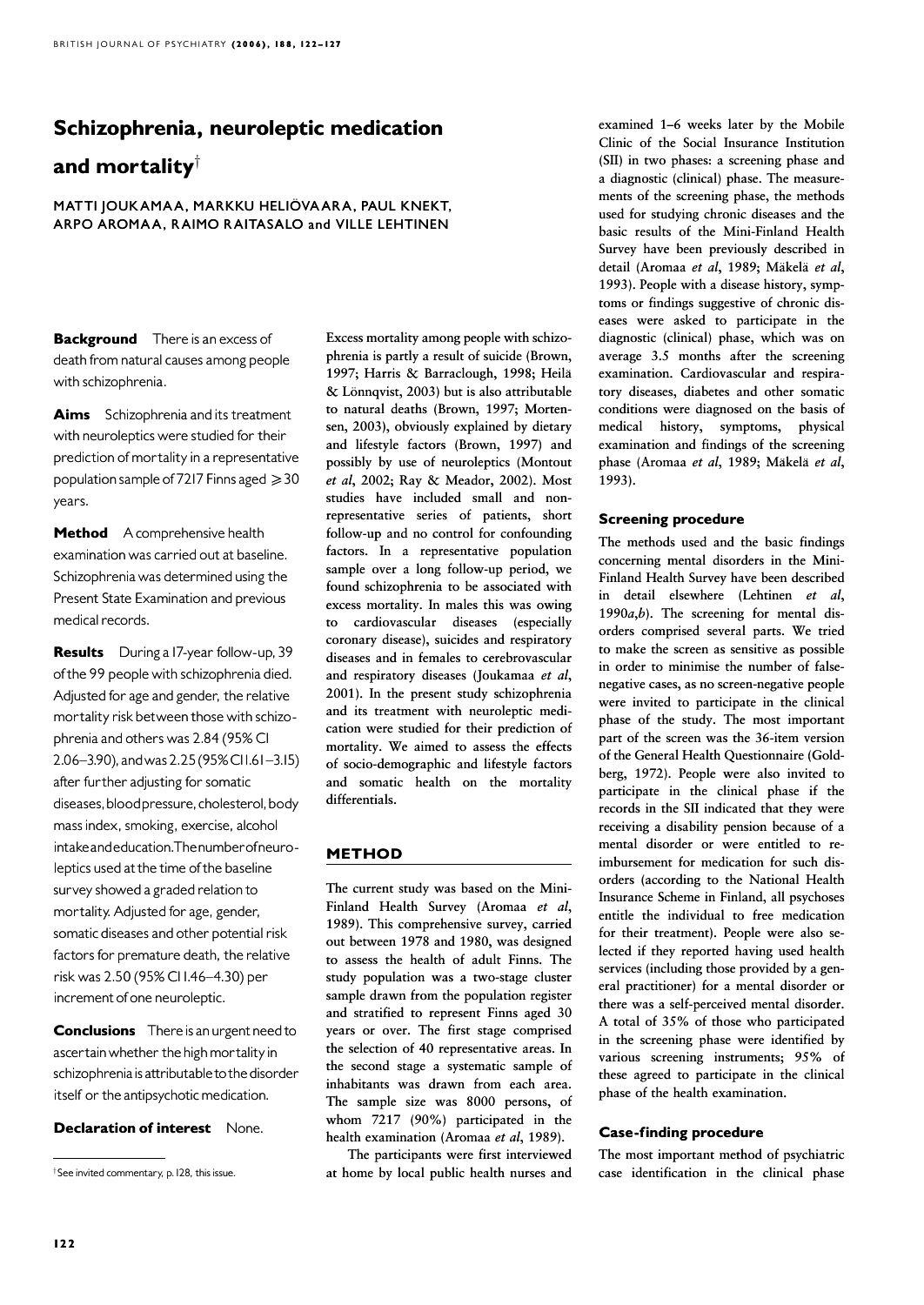# Schizophrenia, neuroleptic medication and mortality†

MATTI JOUKAMAA, MARKKU HELIÖVAARA, PAUL KNEKT, ARPO AROMAA, RAIMO RAITASALO and VILLE LEHTINEN

**Background** There is an excess of death from natural causes among people with schizophrenia.

**Aims** Schizophrenia and its treatment with neuroleptics were studied for their prediction of mortality in a representative population sample of 7217 Finns aged ⩾30 years.

**Method** A comprehensive health examination was carried out at baseline. Schizophrenia was determined using the Present State Examination and previous medical records.

**Results** During a 17-year follow-up, 39 of the 99 people with schizophrenia died. Adjusted for age and gender, the relative mortality risk between those with schizophrenia and others was 2.84 (95% CI 2.06–3.90), and was 2.25 (95% CI 1.61–3.15) after further adjusting for somatic diseases, blood pressure, cholesterol, body mass index, smoking, exercise, alcohol intake and education. The number of neuroleptics used at the time of the baseline survey showed a graded relation to mortality. Adjusted for age, gender, somatic diseases and other potential risk factors for premature death, the relative risk was 2.50 (95% CI 1.46–4.30) per increment of one neuroleptic.

**Conclusions** There is an urgent need to ascertain whether the high mortality in schizophrenia is attributable to the disorder itself or the antipsychotic medication.

**Declaration of interest** None.

† See invited commentary, p. 128, this issue.

Excess mortality among people with schizophrenia is partly a result of suicide (Brown, 1997; Harris & Barraclough, 1998; Heilä & Lönnqvist, 2003) but is also attributable to natural deaths (Brown, 1997; Mortensen, 2003), obviously explained by dietary and lifestyle factors (Brown, 1997) and possibly by use of neuroleptics (Montout *et al*, 2002; Ray & Meador, 2002). Most studies have included small and non-representative series of patients, short follow-up and no control for confounding factors. In a representative population sample over a long follow-up period, we found schizophrenia to be associated with excess mortality. In males this was owing to cardiovascular diseases (especially coronary disease), suicides and respiratory diseases and in females to cerebrovascular and respiratory diseases (Joukamaa *et al*, 2001). In the present study schizophrenia and its treatment with neuroleptic medication were studied for their prediction of mortality. We aimed to assess the effects of socio-demographic and lifestyle factors and somatic health on the mortality differentials.

## METHOD

The current study was based on the Mini-Finland Health Survey (Aromaa *et al*, 1989). This comprehensive survey, carried out between 1978 and 1980, was designed to assess the health of adult Finns. The study population was a two-stage cluster sample drawn from the population register and stratified to represent Finns aged 30 years or over. The first stage comprised the selection of 40 representative areas. In the second stage a systematic sample of inhabitants was drawn from each area. The sample size was 8000 persons, of whom 7217 (90%) participated in the health examination (Aromaa *et al*, 1989).

The participants were first interviewed at home by local public health nurses and examined 1–6 weeks later by the Mobile Clinic of the Social Insurance Institution (SII) in two phases: a screening phase and a diagnostic (clinical) phase. The measurements of the screening phase, the methods used for studying chronic diseases and the basic results of the Mini-Finland Health Survey have been previously described in detail (Aromaa *et al*, 1989; Mäkelä *et al*, 1993). People with a disease history, symptoms or findings suggestive of chronic diseases were asked to participate in the diagnostic (clinical) phase, which was on average 3.5 months after the screening examination. Cardiovascular and respiratory diseases, diabetes and other somatic conditions were diagnosed on the basis of medical history, symptoms, physical examination and findings of the screening phase (Aromaa *et al*, 1989; Mäkelä *et al*, 1993).

### Screening procedure

The methods used and the basic findings concerning mental disorders in the Mini-Finland Health Survey have been described in detail elsewhere (Lehtinen *et al*, 1990*a*,*b*). The screening for mental disorders comprised several parts. We tried to make the screen as sensitive as possible in order to minimise the number of false-negative cases, as no screen-negative people were invited to participate in the clinical phase of the study. The most important part of the screen was the 36-item version of the General Health Questionnaire (Goldberg, 1972). People were also invited to participate in the clinical phase if the records in the SII indicated that they were receiving a disability pension because of a mental disorder or were entitled to reimbursement for medication for such disorders (according to the National Health Insurance Scheme in Finland, all psychoses entitle the individual to free medication for their treatment). People were also selected if they reported having used health services (including those provided by a general practitioner) for a mental disorder or there was a self-perceived mental disorder. A total of 35% of those who participated in the screening phase were identified by various screening instruments; 95% of these agreed to participate in the clinical phase of the health examination.

### Case-finding procedure

The most important method of psychiatric case identification in the clinical phase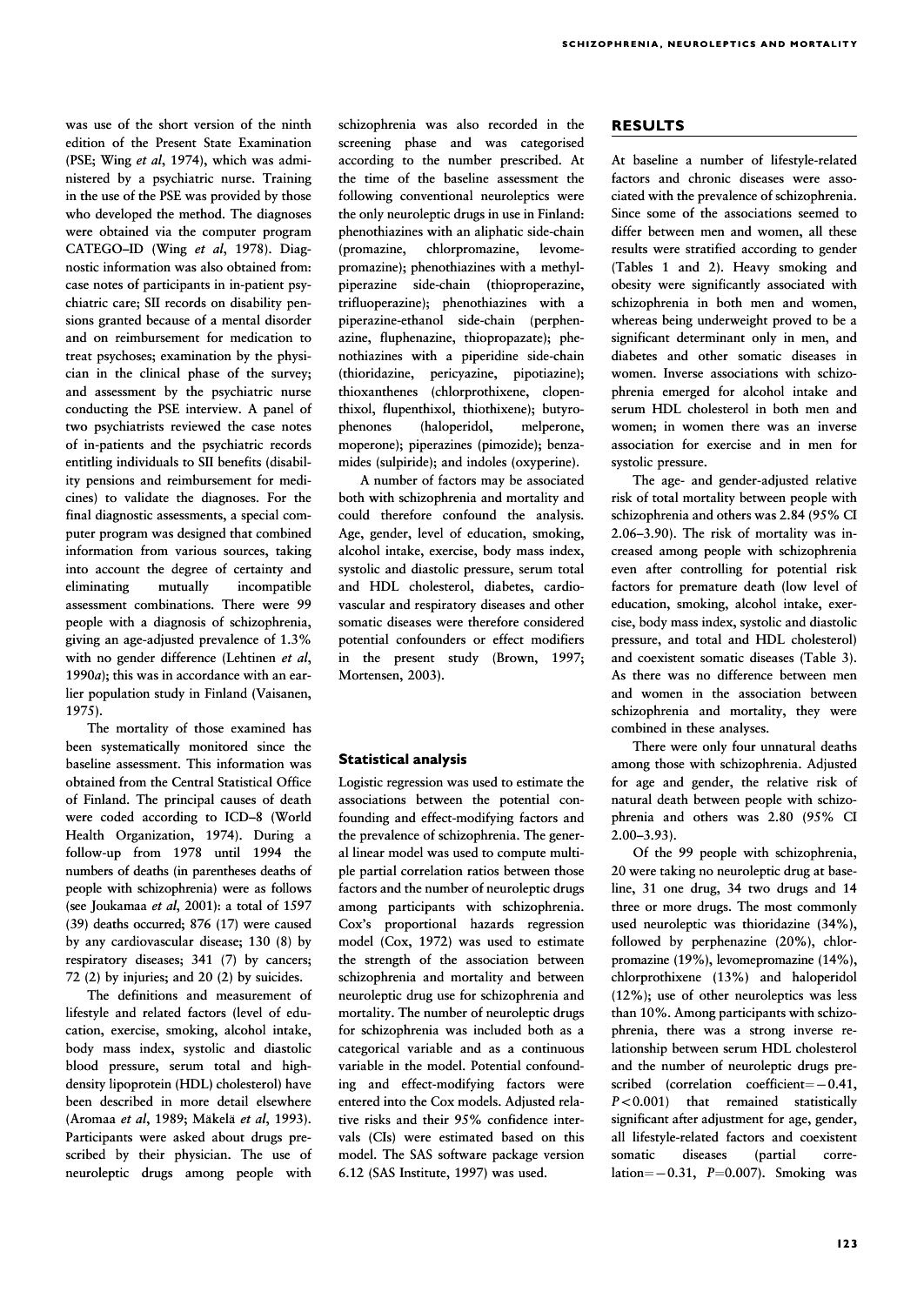was use of the short version of the ninth edition of the Present State Examination (PSE; Wing *et al*, 1974), which was administered by a psychiatric nurse. Training in the use of the PSE was provided by those who developed the method. The diagnoses were obtained via the computer program CATEGO–ID (Wing *et al*, 1978). Diagnostic information was also obtained from: case notes of participants in in-patient psychiatric care; SII records on disability pensions granted because of a mental disorder and on reimbursement for medication to treat psychoses; examination by the physician in the clinical phase of the survey; and assessment by the psychiatric nurse conducting the PSE interview. A panel of two psychiatrists reviewed the case notes of in-patients and the psychiatric records entitling individuals to SII benefits (disability pensions and reimbursement for medicines) to validate the diagnoses. For the final diagnostic assessments, a special computer program was designed that combined information from various sources, taking into account the degree of certainty and eliminating mutually incompatible assessment combinations. There were 99 people with a diagnosis of schizophrenia, giving an age-adjusted prevalence of 1.3% with no gender difference (Lehtinen *et al*, 1990*a*); this was in accordance with an earlier population study in Finland (Vaisanen, 1975).

The mortality of those examined has been systematically monitored since the baseline assessment. This information was obtained from the Central Statistical Office of Finland. The principal causes of death were coded according to ICD–8 (World Health Organization, 1974). During a follow-up from 1978 until 1994 the numbers of deaths (in parentheses deaths of people with schizophrenia) were as follows (see Joukamaa *et al*, 2001): a total of 1597 (39) deaths occurred; 876 (17) were caused by any cardiovascular disease; 130 (8) by respiratory diseases; 341 (7) by cancers; 72 (2) by injuries; and 20 (2) by suicides.

The definitions and measurement of lifestyle and related factors (level of education, exercise, smoking, alcohol intake, body mass index, systolic and diastolic blood pressure, serum total and high-density lipoprotein (HDL) cholesterol) have been described in more detail elsewhere (Aromaa *et al*, 1989; Mäkelä *et al*, 1993). Participants were asked about drugs prescribed by their physician. The use of neuroleptic drugs among people with schizophrenia was also recorded in the screening phase and was categorised according to the number prescribed. At the time of the baseline assessment the following conventional neuroleptics were the only neuroleptic drugs in use in Finland: phenothiazines with an aliphatic side-chain (promazine, chlorpromazine, levomepromazine); phenothiazines with a methylpiperazine side-chain (thioproperazine, trifluoperazine); phenothiazines with a piperazine-ethanol side-chain (perphenazine, fluphenazine, thiopropazate); phenothiazines with a piperidine side-chain (thioridazine, pericyazine, pipotiazine); thioxanthenes (chlorprothixene, clopenthixol, flupenthixol, thiothixene); butyrophenones (haloperidol, melperone, moperone); piperazines (pimozide); benzamides (sulpiride); and indoles (oxyperine).

A number of factors may be associated both with schizophrenia and mortality and could therefore confound the analysis. Age, gender, level of education, smoking, alcohol intake, exercise, body mass index, systolic and diastolic pressure, serum total and HDL cholesterol, diabetes, cardiovascular and respiratory diseases and other somatic diseases were therefore considered potential confounders or effect modifiers in the present study (Brown, 1997; Mortensen, 2003).

### Statistical analysis

Logistic regression was used to estimate the associations between the potential confounding and effect-modifying factors and the prevalence of schizophrenia. The general linear model was used to compute multiple partial correlation ratios between those factors and the number of neuroleptic drugs among participants with schizophrenia. Cox's proportional hazards regression model (Cox, 1972) was used to estimate the strength of the association between schizophrenia and mortality and between neuroleptic drug use for schizophrenia and mortality. The number of neuroleptic drugs for schizophrenia was included both as a categorical variable and as a continuous variable in the model. Potential confounding and effect-modifying factors were entered into the Cox models. Adjusted relative risks and their 95% confidence intervals (CIs) were estimated based on this model. The SAS software package version 6.12 (SAS Institute, 1997) was used.

## RESULTS

At baseline a number of lifestyle-related factors and chronic diseases were associated with the prevalence of schizophrenia. Since some of the associations seemed to differ between men and women, all these results were stratified according to gender (Tables 1 and 2). Heavy smoking and obesity were significantly associated with schizophrenia in both men and women, whereas being underweight proved to be a significant determinant only in men, and diabetes and other somatic diseases in women. Inverse associations with schizophrenia emerged for alcohol intake and serum HDL cholesterol in both men and women; in women there was an inverse association for exercise and in men for systolic pressure.

The age- and gender-adjusted relative risk of total mortality between people with schizophrenia and others was 2.84 (95% CI 2.06–3.90). The risk of mortality was increased among people with schizophrenia even after controlling for potential risk factors for premature death (low level of education, smoking, alcohol intake, exercise, body mass index, systolic and diastolic pressure, and total and HDL cholesterol) and coexistent somatic diseases (Table 3). As there was no difference between men and women in the association between schizophrenia and mortality, they were combined in these analyses.

There were only four unnatural deaths among those with schizophrenia. Adjusted for age and gender, the relative risk of natural death between people with schizophrenia and others was 2.80 (95% CI 2.00–3.93).

Of the 99 people with schizophrenia, 20 were taking no neuroleptic drug at baseline, 31 one drug, 34 two drugs and 14 three or more drugs. The most commonly used neuroleptic was thioridazine (34%), followed by perphenazine (20%), chlorpromazine (19%), levomepromazine (14%), chlorprothixene (13%) and haloperidol (12%); use of other neuroleptics was less than 10%. Among participants with schizophrenia, there was a strong inverse relationship between serum HDL cholesterol and the number of neuroleptic drugs prescribed (correlation coefficient $= -0.41$, $P < 0.001$) that remained statistically significant after adjustment for age, gender, all lifestyle-related factors and coexistent somatic diseases (partial correlation $= -0.31$, $P = 0.007$). Smoking was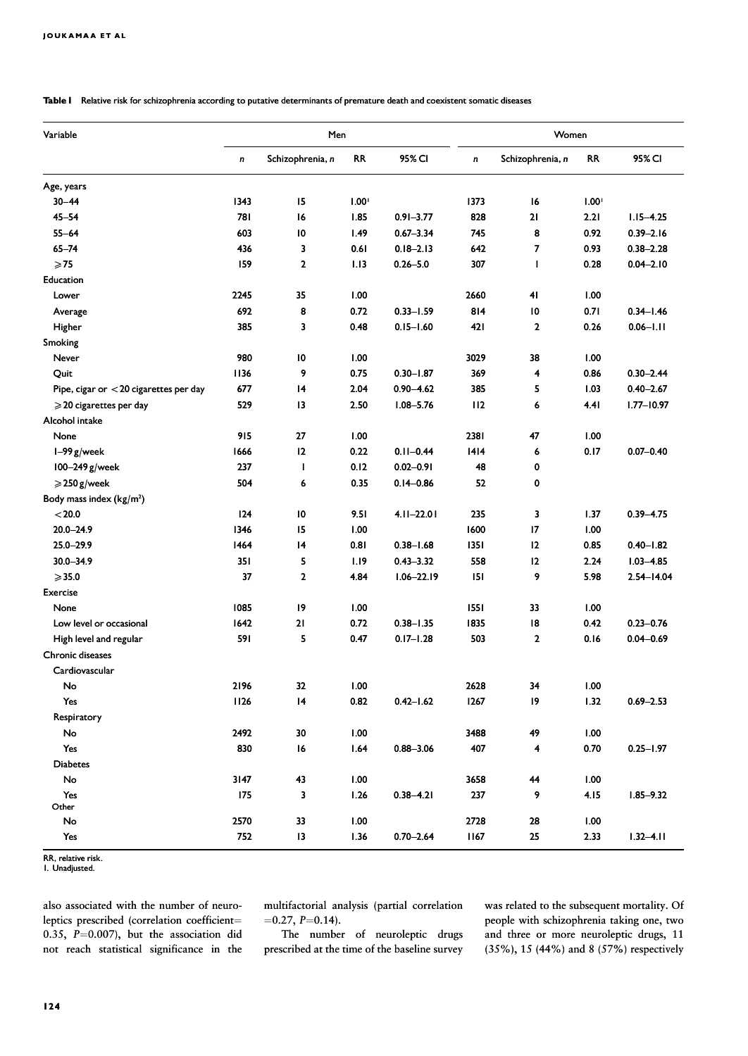**Table 1** Relative risk for schizophrenia according to putative determinants of premature death and coexistent somatic diseases

| Variable | Men | | | | Women | | | |
|---|---|---|---|---|---|---|---|---|
| | *n* | Schizophrenia, *n* | RR | 95% CI | *n* | Schizophrenia, *n* | RR | 95% CI |
| Age, years | | | | | | | | |
| 30–44 | 1343 | 15 | 1.00[1] | | 1373 | 16 | 1.00[1] | |
| 45–54 | 781 | 16 | 1.85 | 0.91–3.77 | 828 | 21 | 2.21 | 1.15–4.25 |
| 55–64 | 603 | 10 | 1.49 | 0.67–3.34 | 745 | 8 | 0.92 | 0.39–2.16 |
| 65–74 | 436 | 3 | 0.61 | 0.18–2.13 | 642 | 7 | 0.93 | 0.38–2.28 |
| ⩾75 | 159 | 2 | 1.13 | 0.26–5.0 | 307 | 1 | 0.28 | 0.04–2.10 |
| Education | | | | | | | | |
| Lower | 2245 | 35 | 1.00 | | 2660 | 41 | 1.00 | |
| Average | 692 | 8 | 0.72 | 0.33–1.59 | 814 | 10 | 0.71 | 0.34–1.46 |
| Higher | 385 | 3 | 0.48 | 0.15–1.60 | 421 | 2 | 0.26 | 0.06–1.11 |
| Smoking | | | | | | | | |
| Never | 980 | 10 | 1.00 | | 3029 | 38 | 1.00 | |
| Quit | 1136 | 9 | 0.75 | 0.30–1.87 | 369 | 4 | 0.86 | 0.30–2.44 |
| Pipe, cigar or <20 cigarettes per day | 677 | 14 | 2.04 | 0.90–4.62 | 385 | 5 | 1.03 | 0.40–2.67 |
| ⩾20 cigarettes per day | 529 | 13 | 2.50 | 1.08–5.76 | 112 | 6 | 4.41 | 1.77–10.97 |
| Alcohol intake | | | | | | | | |
| None | 915 | 27 | 1.00 | | 2381 | 47 | 1.00 | |
| 1–99 g/week | 1666 | 12 | 0.22 | 0.11–0.44 | 1414 | 6 | 0.17 | 0.07–0.40 |
| 100–249 g/week | 237 | 1 | 0.12 | 0.02–0.91 | 48 | 0 | | |
| ⩾250 g/week | 504 | 6 | 0.35 | 0.14–0.86 | 52 | 0 | | |
| Body mass index (kg/m²) | | | | | | | | |
| <20.0 | 124 | 10 | 9.51 | 4.11–22.01 | 235 | 3 | 1.37 | 0.39–4.75 |
| 20.0–24.9 | 1346 | 15 | 1.00 | | 1600 | 17 | 1.00 | |
| 25.0–29.9 | 1464 | 14 | 0.81 | 0.38–1.68 | 1351 | 12 | 0.85 | 0.40–1.82 |
| 30.0–34.9 | 351 | 5 | 1.19 | 0.43–3.32 | 558 | 12 | 2.24 | 1.03–4.85 |
| ⩾35.0 | 37 | 2 | 4.84 | 1.06–22.19 | 151 | 9 | 5.98 | 2.54–14.04 |
| Exercise | | | | | | | | |
| None | 1085 | 19 | 1.00 | | 1551 | 33 | 1.00 | |
| Low level or occasional | 1642 | 21 | 0.72 | 0.38–1.35 | 1835 | 18 | 0.42 | 0.23–0.76 |
| High level and regular | 591 | 5 | 0.47 | 0.17–1.28 | 503 | 2 | 0.16 | 0.04–0.69 |
| Chronic diseases | | | | | | | | |
| Cardiovascular | | | | | | | | |
| No | 2196 | 32 | 1.00 | | 2628 | 34 | 1.00 | |
| Yes | 1126 | 14 | 0.82 | 0.42–1.62 | 1267 | 19 | 1.32 | 0.69–2.53 |
| Respiratory | | | | | | | | |
| No | 2492 | 30 | 1.00 | | 3488 | 49 | 1.00 | |
| Yes | 830 | 16 | 1.64 | 0.88–3.06 | 407 | 4 | 0.70 | 0.25–1.97 |
| Diabetes | | | | | | | | |
| No | 3147 | 43 | 1.00 | | 3658 | 44 | 1.00 | |
| Yes | 175 | 3 | 1.26 | 0.38–4.21 | 237 | 9 | 4.15 | 1.85–9.32 |
| Other | | | | | | | | |
| No | 2570 | 33 | 1.00 | | 2728 | 28 | 1.00 | |
| Yes | 752 | 13 | 1.36 | 0.70–2.64 | 1167 | 25 | 2.33 | 1.32–4.11 |

RR, relative risk.
1. Unadjusted.

also associated with the number of neuroleptics prescribed (correlation coefficient=0.35, $P$=0.007), but the association did not reach statistical significance in the multifactorial analysis (partial correlation =0.27, $P$=0.14).

The number of neuroleptic drugs prescribed at the time of the baseline survey was related to the subsequent mortality. Of people with schizophrenia taking one, two and three or more neuroleptic drugs, 11 (35%), 15 (44%) and 8 (57%) respectively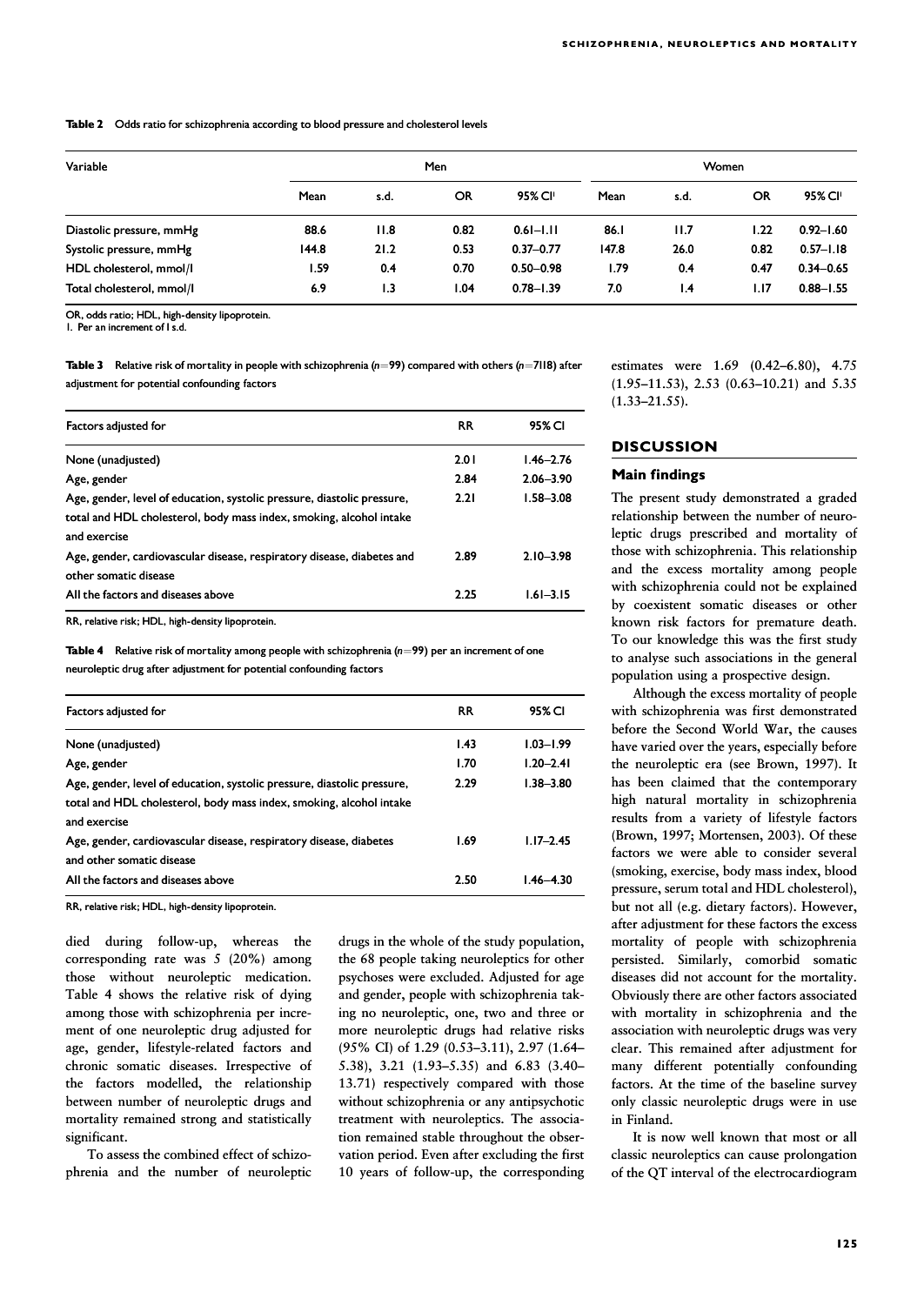**Table 2** Odds ratio for schizophrenia according to blood pressure and cholesterol levels

| Variable | Men | | | | Women | | | |
|---|---|---|---|---|---|---|---|---|
| | Mean | s.d. | OR | 95% CI[1] | Mean | s.d. | OR | 95% CI[1] |
| Diastolic pressure, mmHg | 88.6 | 11.8 | 0.82 | 0.61–1.11 | 86.1 | 11.7 | 1.22 | 0.92–1.60 |
| Systolic pressure, mmHg | 144.8 | 21.2 | 0.53 | 0.37–0.77 | 147.8 | 26.0 | 0.82 | 0.57–1.18 |
| HDL cholesterol, mmol/l | 1.59 | 0.4 | 0.70 | 0.50–0.98 | 1.79 | 0.4 | 0.47 | 0.34–0.65 |
| Total cholesterol, mmol/l | 6.9 | 1.3 | 1.04 | 0.78–1.39 | 7.0 | 1.4 | 1.17 | 0.88–1.55 |

OR, odds ratio; HDL, high-density lipoprotein.
1. Per an increment of 1 s.d.

**Table 3** Relative risk of mortality in people with schizophrenia ($n$=99) compared with others ($n$=7118) after adjustment for potential confounding factors

| Factors adjusted for | RR | 95% CI |
|---|---|---|
| None (unadjusted) | 2.01 | 1.46–2.76 |
| Age, gender | 2.84 | 2.06–3.90 |
| Age, gender, level of education, systolic pressure, diastolic pressure, total and HDL cholesterol, body mass index, smoking, alcohol intake and exercise | 2.21 | 1.58–3.08 |
| Age, gender, cardiovascular disease, respiratory disease, diabetes and other somatic disease | 2.89 | 2.10–3.98 |
| All the factors and diseases above | 2.25 | 1.61–3.15 |

RR, relative risk; HDL, high-density lipoprotein.

**Table 4** Relative risk of mortality among people with schizophrenia ($n$=99) per an increment of one neuroleptic drug after adjustment for potential confounding factors

| Factors adjusted for | RR | 95% CI |
|---|---|---|
| None (unadjusted) | 1.43 | 1.03–1.99 |
| Age, gender | 1.70 | 1.20–2.41 |
| Age, gender, level of education, systolic pressure, diastolic pressure, total and HDL cholesterol, body mass index, smoking, alcohol intake and exercise | 2.29 | 1.38–3.80 |
| Age, gender, cardiovascular disease, respiratory disease, diabetes and other somatic disease | 1.69 | 1.17–2.45 |
| All the factors and diseases above | 2.50 | 1.46–4.30 |

RR, relative risk; HDL, high-density lipoprotein.

died during follow-up, whereas the corresponding rate was 5 (20%) among those without neuroleptic medication. Table 4 shows the relative risk of dying among those with schizophrenia per increment of one neuroleptic drug adjusted for age, gender, lifestyle-related factors and chronic somatic diseases. Irrespective of the factors modelled, the relationship between number of neuroleptic drugs and mortality remained strong and statistically significant.

To assess the combined effect of schizophrenia and the number of neuroleptic drugs in the whole of the study population, the 68 people taking neuroleptics for other psychoses were excluded. Adjusted for age and gender, people with schizophrenia taking no neuroleptic, one, two and three or more neuroleptic drugs had relative risks (95% CI) of 1.29 (0.53–3.11), 2.97 (1.64–5.38), 3.21 (1.93–5.35) and 6.83 (3.40–13.71) respectively compared with those without schizophrenia or any antipsychotic treatment with neuroleptics. The association remained stable throughout the observation period. Even after excluding the first 10 years of follow-up, the corresponding estimates were 1.69 (0.42–6.80), 4.75 (1.95–11.53), 2.53 (0.63–10.21) and 5.35 (1.33–21.55).

## DISCUSSION

### Main findings

The present study demonstrated a graded relationship between the number of neuroleptic drugs prescribed and mortality of those with schizophrenia. This relationship and the excess mortality among people with schizophrenia could not be explained by coexistent somatic diseases or other known risk factors for premature death. To our knowledge this was the first study to analyse such associations in the general population using a prospective design.

Although the excess mortality of people with schizophrenia was first demonstrated before the Second World War, the causes have varied over the years, especially before the neuroleptic era (see Brown, 1997). It has been claimed that the contemporary high natural mortality in schizophrenia results from a variety of lifestyle factors (Brown, 1997; Mortensen, 2003). Of these factors we were able to consider several (smoking, exercise, body mass index, blood pressure, serum total and HDL cholesterol), but not all (e.g. dietary factors). However, after adjustment for these factors the excess mortality of people with schizophrenia persisted. Similarly, comorbid somatic diseases did not account for the mortality. Obviously there are other factors associated with mortality in schizophrenia and the association with neuroleptic drugs was very clear. This remained after adjustment for many different potentially confounding factors. At the time of the baseline survey only classic neuroleptic drugs were in use in Finland.

It is now well known that most or all classic neuroleptics can cause prolongation of the QT interval of the electrocardiogram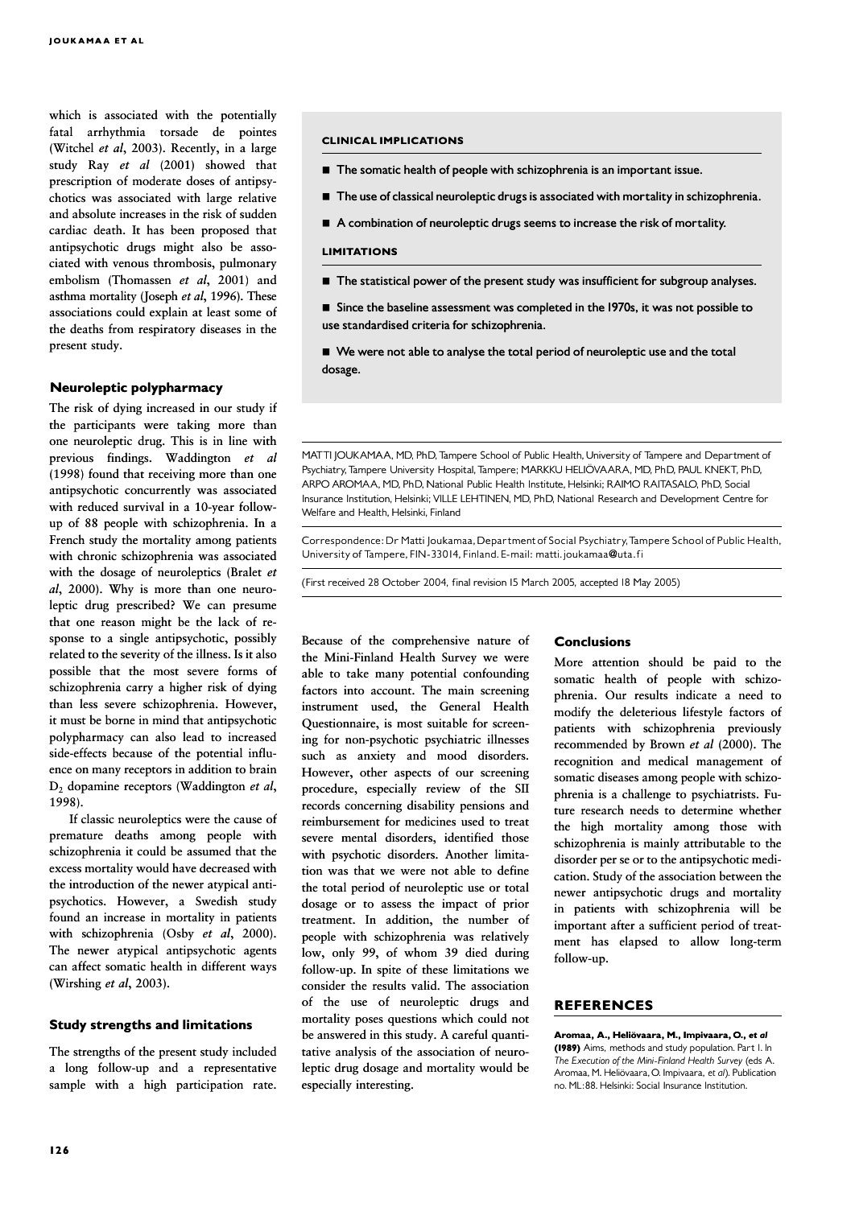which is associated with the potentially fatal arrhythmia torsade de pointes (Witchel *et al*, 2003). Recently, in a large study Ray *et al* (2001) showed that prescription of moderate doses of antipsychotics was associated with large relative and absolute increases in the risk of sudden cardiac death. It has been proposed that antipsychotic drugs might also be associated with venous thrombosis, pulmonary embolism (Thomassen *et al*, 2001) and asthma mortality (Joseph *et al*, 1996). These associations could explain at least some of the deaths from respiratory diseases in the present study.

### Neuroleptic polypharmacy

The risk of dying increased in our study if the participants were taking more than one neuroleptic drug. This is in line with previous findings. Waddington *et al* (1998) found that receiving more than one antipsychotic concurrently was associated with reduced survival in a 10-year follow-up of 88 people with schizophrenia. In a French study the mortality among patients with chronic schizophrenia was associated with the dosage of neuroleptics (Bralet *et al*, 2000). Why is more than one neuroleptic drug prescribed? We can presume that one reason might be the lack of response to a single antipsychotic, possibly related to the severity of the illness. Is it also possible that the most severe forms of schizophrenia carry a higher risk of dying than less severe schizophrenia. However, it must be borne in mind that antipsychotic polypharmacy can also lead to increased side-effects because of the potential influence on many receptors in addition to brain $D_2$ dopamine receptors (Waddington *et al*, 1998).

If classic neuroleptics were the cause of premature deaths among people with schizophrenia it could be assumed that the excess mortality would have decreased with the introduction of the newer atypical antipsychotics. However, a Swedish study found an increase in mortality in patients with schizophrenia (Osby *et al*, 2000). The newer atypical antipsychotic agents can affect somatic health in different ways (Wirshing *et al*, 2003).

### Study strengths and limitations

The strengths of the present study included a long follow-up and a representative sample with a high participation rate. Because of the comprehensive nature of the Mini-Finland Health Survey we were able to take many potential confounding factors into account. The main screening instrument used, the General Health Questionnaire, is most suitable for screening for non-psychotic psychiatric illnesses such as anxiety and mood disorders. However, other aspects of our screening procedure, especially review of the SII records concerning disability pensions and reimbursement for medicines used to treat severe mental disorders, identified those with psychotic disorders. Another limitation was that we were not able to define the total period of neuroleptic use or total dosage or to assess the impact of prior treatment. In addition, the number of people with schizophrenia was relatively low, only 99, of whom 39 died during follow-up. In spite of these limitations we consider the results valid. The association of the use of neuroleptic drugs and mortality poses questions which could not be answered in this study. A careful quantitative analysis of the association of neuroleptic drug dosage and mortality would be especially interesting.

### Conclusions

More attention should be paid to the somatic health of people with schizophrenia. Our results indicate a need to modify the deleterious lifestyle factors of patients with schizophrenia previously recommended by Brown *et al* (2000). The recognition and medical management of somatic diseases among people with schizophrenia is a challenge to psychiatrists. Future research needs to determine whether the high mortality among those with schizophrenia is mainly attributable to the disorder per se or to the antipsychotic medication. Study of the association between the newer antipsychotic drugs and mortality in patients with schizophrenia will be important after a sufficient period of treatment has elapsed to allow long-term follow-up.

#### CLINICAL IMPLICATIONS

- The somatic health of people with schizophrenia is an important issue.
- The use of classical neuroleptic drugs is associated with mortality in schizophrenia.
- A combination of neuroleptic drugs seems to increase the risk of mortality.

#### LIMITATIONS

- The statistical power of the present study was insufficient for subgroup analyses.
- Since the baseline assessment was completed in the 1970s, it was not possible to use standardised criteria for schizophrenia.
- We were not able to analyse the total period of neuroleptic use and the total dosage.

MATTI JOUKAMAA, MD, PhD, Tampere School of Public Health, University of Tampere and Department of Psychiatry, Tampere University Hospital, Tampere; MARKKU HELIÖVAARA, MD, PhD, PAUL KNEKT, PhD, ARPO AROMAA, MD, PhD, National Public Health Institute, Helsinki; RAIMO RAITASALO, PhD, Social Insurance Institution, Helsinki; VILLE LEHTINEN, MD, PhD, National Research and Development Centre for Welfare and Health, Helsinki, Finland

Correspondence: Dr Matti Joukamaa, Department of Social Psychiatry, Tampere School of Public Health, University of Tampere, FIN-33014, Finland. E-mail: matti.joukamaa@uta.fi

(First received 28 October 2004, final revision 15 March 2005, accepted 18 May 2005)

## REFERENCES

**Aromaa, A., Heliövaara, M., Impivaara, O., *et al* (1989)** Aims, methods and study population. Part I. In *The Execution of the Mini-Finland Health Survey* (eds A. Aromaa, M. Heliövaara, O. Impivaara, *et al*). Publication no. ML:88. Helsinki: Social Insurance Institution.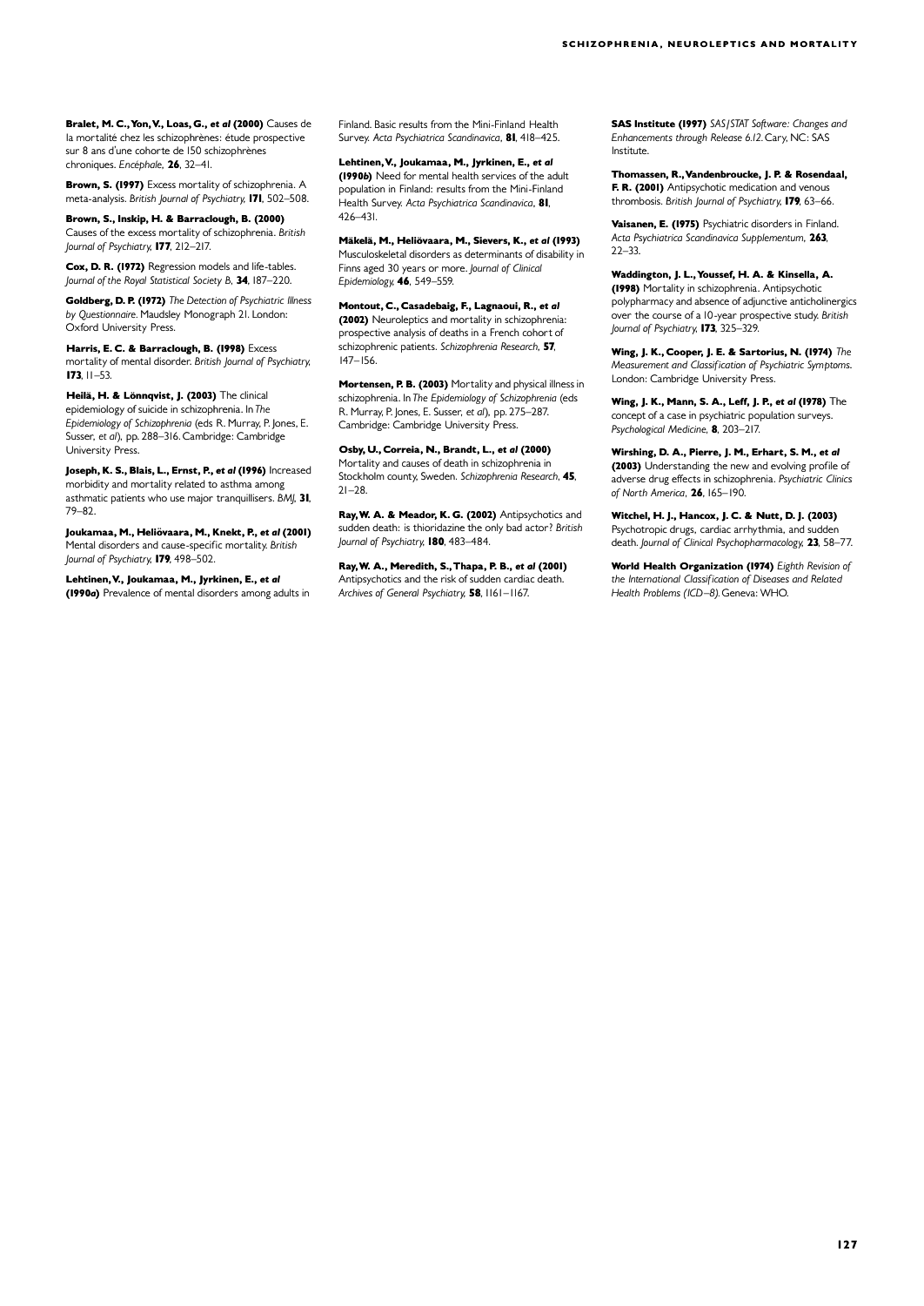**Bralet, M. C., Yon, V., Loas, G., *et al* (2000)** Causes de la mortalité chez les schizophrènes: étude prospective sur 8 ans d'une cohorte de 150 schizophrènes chroniques. *Encéphale*, **26**, 32–41.

**Brown, S. (1997)** Excess mortality of schizophrenia. A meta-analysis. *British Journal of Psychiatry*, **171**, 502–508.

**Brown, S., Inskip, H. & Barraclough, B. (2000)** Causes of the excess mortality of schizophrenia. *British Journal of Psychiatry*, **177**, 212–217.

**Cox, D. R. (1972)** Regression models and life-tables. *Journal of the Royal Statistical Society B*, **34**, 187–220.

**Goldberg, D. P. (1972)** *The Detection of Psychiatric Illness by Questionnaire*. Maudsley Monograph 21. London: Oxford University Press.

**Harris, E. C. & Barraclough, B. (1998)** Excess mortality of mental disorder. *British Journal of Psychiatry*, **173**, 11–53.

**Heilä, H. & Lönnqvist, J. (2003)** The clinical epidemiology of suicide in schizophrenia. In *The Epidemiology of Schizophrenia* (eds R. Murray, P. Jones, E. Susser, *et al*), pp. 288–316. Cambridge: Cambridge University Press.

**Joseph, K. S., Blais, L., Ernst, P., *et al* (1996)** Increased morbidity and mortality related to asthma among asthmatic patients who use major tranquillisers. *BMJ*, **31**, 79–82.

**Joukamaa, M., Heliövaara, M., Knekt, P., *et al* (2001)** Mental disorders and cause-specific mortality. *British Journal of Psychiatry*, **179**, 498–502.

**Lehtinen, V., Joukamaa, M., Jyrkinen, E., *et al* (1990*a*)** Prevalence of mental disorders among adults in Finland. Basic results from the Mini-Finland Health Survey. *Acta Psychiatrica Scandinavica*, **81**, 418–425.

**Lehtinen, V., Joukamaa, M., Jyrkinen, E., *et al* (1990*b*)** Need for mental health services of the adult population in Finland: results from the Mini-Finland Health Survey. *Acta Psychiatrica Scandinavica*, **81**, 426–431.

**Mäkelä, M., Heliövaara, M., Sievers, K., *et al* (1993)** Musculoskeletal disorders as determinants of disability in Finns aged 30 years or more. *Journal of Clinical Epidemiology*, **46**, 549–559.

**Montout, C., Casadebaig, F., Lagnaoui, R., *et al* (2002)** Neuroleptics and mortality in schizophrenia: prospective analysis of deaths in a French cohort of schizophrenic patients. *Schizophrenia Research*, **57**, 147–156.

**Mortensen, P. B. (2003)** Mortality and physical illness in schizophrenia. In *The Epidemiology of Schizophrenia* (eds R. Murray, P. Jones, E. Susser, *et al*), pp. 275–287. Cambridge: Cambridge University Press.

**Osby, U., Correia, N., Brandt, L., *et al* (2000)** Mortality and causes of death in schizophrenia in Stockholm county, Sweden. *Schizophrenia Research*, **45**, 21–28.

**Ray, W. A. & Meador, K. G. (2002)** Antipsychotics and sudden death: is thioridazine the only bad actor? *British Journal of Psychiatry*, **180**, 483–484.

**Ray, W. A., Meredith, S., Thapa, P. B., *et al* (2001)** Antipsychotics and the risk of sudden cardiac death. *Archives of General Psychiatry*, **58**, 1161–1167.

**SAS Institute (1997)** *SAS/STAT Software: Changes and Enhancements through Release 6.12*. Cary, NC: SAS Institute.

**Thomassen, R., Vandenbroucke, J. P. & Rosendaal, F. R. (2001)** Antipsychotic medication and venous thrombosis. *British Journal of Psychiatry*, **179**, 63–66.

**Vaisanen, E. (1975)** Psychiatric disorders in Finland. *Acta Psychiatrica Scandinavica Supplementum*, **263**, 22–33.

**Waddington, J. L., Youssef, H. A. & Kinsella, A. (1998)** Mortality in schizophrenia. Antipsychotic polypharmacy and absence of adjunctive anticholinergics over the course of a 10-year prospective study. *British Journal of Psychiatry*, **173**, 325–329.

**Wing, J. K., Cooper, J. E. & Sartorius, N. (1974)** *The Measurement and Classification of Psychiatric Symptoms*. London: Cambridge University Press.

**Wing, J. K., Mann, S. A., Leff, J. P., *et al* (1978)** The concept of a case in psychiatric population surveys. *Psychological Medicine*, **8**, 203–217.

**Wirshing, D. A., Pierre, J. M., Erhart, S. M., *et al* (2003)** Understanding the new and evolving profile of adverse drug effects in schizophrenia. *Psychiatric Clinics of North America*, **26**, 165–190.

**Witchel, H. J., Hancox, J. C. & Nutt, D. J. (2003)** Psychotropic drugs, cardiac arrhythmia, and sudden death. *Journal of Clinical Psychopharmacology*, **23**, 58–77.

**World Health Organization (1974)** *Eighth Revision of the International Classification of Diseases and Related Health Problems (ICD–8)*. Geneva: WHO.